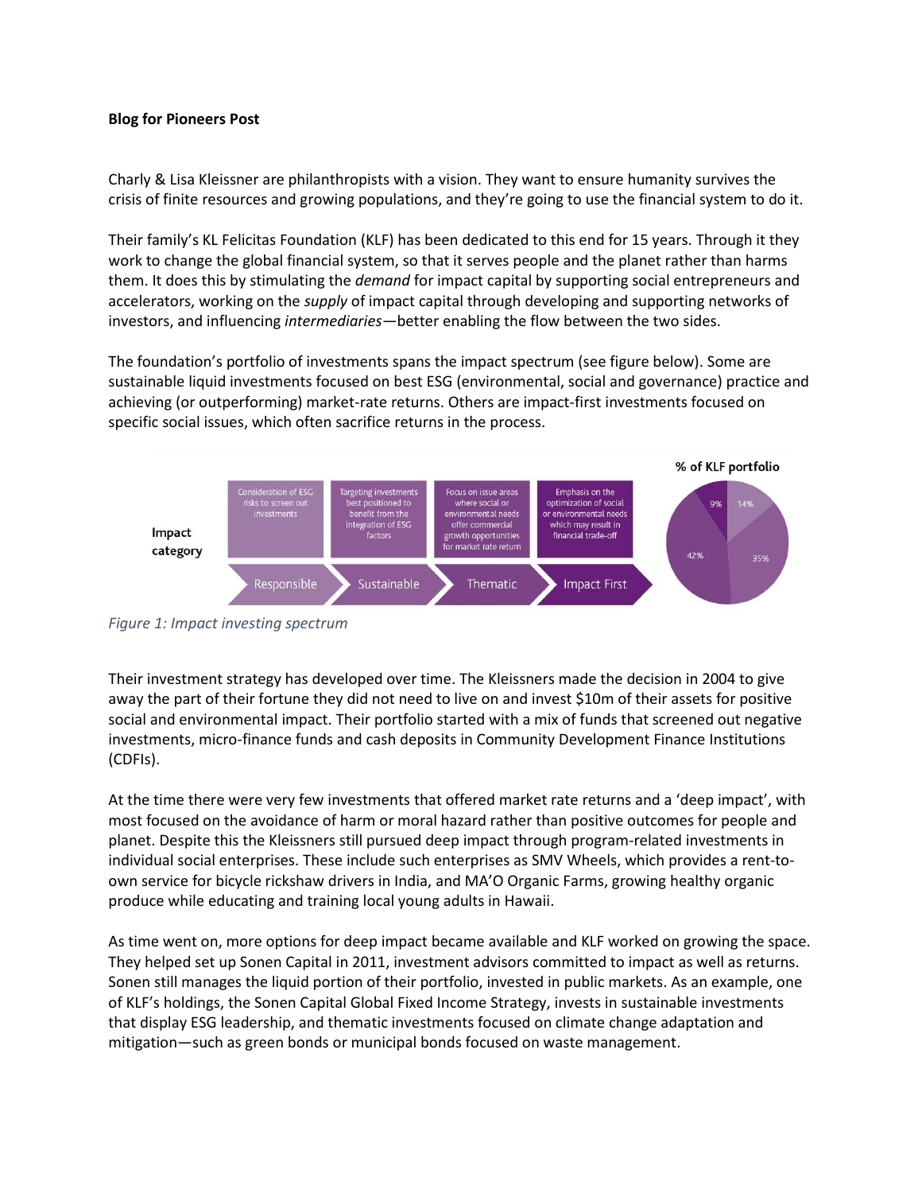**Blog for Pioneers Post**

Charly & Lisa Kleissner are philanthropists with a vision. They want to ensure humanity survives the crisis of finite resources and growing populations, and they're going to use the financial system to do it.

Their family's KL Felicitas Foundation (KLF) has been dedicated to this end for 15 years. Through it they work to change the global financial system, so that it serves people and the planet rather than harms them. It does this by stimulating the *demand* for impact capital by supporting social entrepreneurs and accelerators, working on the *supply* of impact capital through developing and supporting networks of investors, and influencing *intermediaries*—better enabling the flow between the two sides.

The foundation's portfolio of investments spans the impact spectrum (see figure below). Some are sustainable liquid investments focused on best ESG (environmental, social and governance) practice and achieving (or outperforming) market-rate returns. Others are impact-first investments focused on specific social issues, which often sacrifice returns in the process.

| Impact category | Responsible | Sustainable | Thematic | Impact First |
|---|---|---|---|---|
| | Consideration of ESG risks to screen out investments | Targeting investments best positioned to benefit from the integration of ESG factors | Focus on issue areas where social or environmental needs offer commercial growth opportunities for market rate return | Emphasis on the optimization of social or environmental needs which may result in financial trade-off |

% of KLF portfolio: 14%, 35%, 42%, 9%

*Figure 1: Impact investing spectrum*

Their investment strategy has developed over time. The Kleissners made the decision in 2004 to give away the part of their fortune they did not need to live on and invest $10m of their assets for positive social and environmental impact. Their portfolio started with a mix of funds that screened out negative investments, micro-finance funds and cash deposits in Community Development Finance Institutions (CDFIs).

At the time there were very few investments that offered market rate returns and a 'deep impact', with most focused on the avoidance of harm or moral hazard rather than positive outcomes for people and planet. Despite this the Kleissners still pursued deep impact through program-related investments in individual social enterprises. These include such enterprises as SMV Wheels, which provides a rent-to-own service for bicycle rickshaw drivers in India, and MA'O Organic Farms, growing healthy organic produce while educating and training local young adults in Hawaii.

As time went on, more options for deep impact became available and KLF worked on growing the space. They helped set up Sonen Capital in 2011, investment advisors committed to impact as well as returns. Sonen still manages the liquid portion of their portfolio, invested in public markets. As an example, one of KLF's holdings, the Sonen Capital Global Fixed Income Strategy, invests in sustainable investments that display ESG leadership, and thematic investments focused on climate change adaptation and mitigation—such as green bonds or municipal bonds focused on waste management.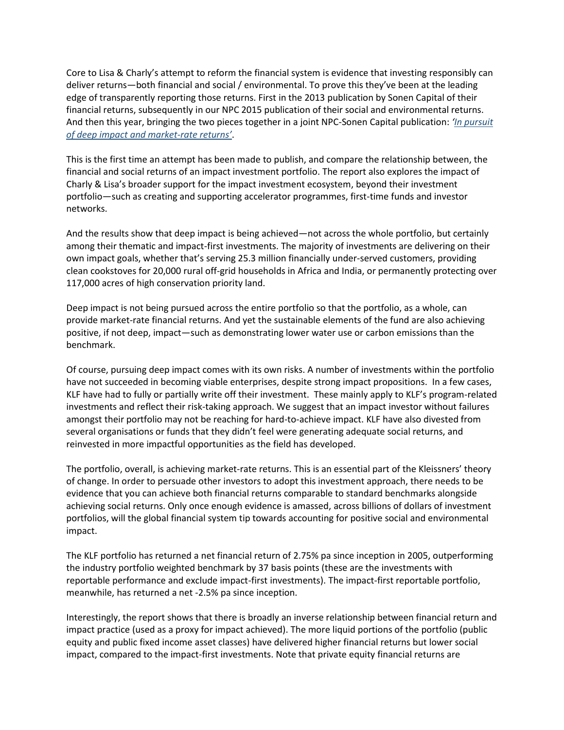Core to Lisa & Charly's attempt to reform the financial system is evidence that investing responsibly can deliver returns—both financial and social / environmental. To prove this they've been at the leading edge of transparently reporting those returns. First in the 2013 publication by Sonen Capital of their financial returns, subsequently in our NPC 2015 publication of their social and environmental returns. And then this year, bringing the two pieces together in a joint NPC-Sonen Capital publication: *'[In pursuit of deep impact and market-rate returns](#)'*.

This is the first time an attempt has been made to publish, and compare the relationship between, the financial and social returns of an impact investment portfolio. The report also explores the impact of Charly & Lisa's broader support for the impact investment ecosystem, beyond their investment portfolio—such as creating and supporting accelerator programmes, first-time funds and investor networks.

And the results show that deep impact is being achieved—not across the whole portfolio, but certainly among their thematic and impact-first investments. The majority of investments are delivering on their own impact goals, whether that's serving 25.3 million financially under-served customers, providing clean cookstoves for 20,000 rural off-grid households in Africa and India, or permanently protecting over 117,000 acres of high conservation priority land.

Deep impact is not being pursued across the entire portfolio so that the portfolio, as a whole, can provide market-rate financial returns. And yet the sustainable elements of the fund are also achieving positive, if not deep, impact—such as demonstrating lower water use or carbon emissions than the benchmark.

Of course, pursuing deep impact comes with its own risks. A number of investments within the portfolio have not succeeded in becoming viable enterprises, despite strong impact propositions. In a few cases, KLF have had to fully or partially write off their investment. These mainly apply to KLF's program-related investments and reflect their risk-taking approach. We suggest that an impact investor without failures amongst their portfolio may not be reaching for hard-to-achieve impact. KLF have also divested from several organisations or funds that they didn't feel were generating adequate social returns, and reinvested in more impactful opportunities as the field has developed.

The portfolio, overall, is achieving market-rate returns. This is an essential part of the Kleissners' theory of change. In order to persuade other investors to adopt this investment approach, there needs to be evidence that you can achieve both financial returns comparable to standard benchmarks alongside achieving social returns. Only once enough evidence is amassed, across billions of dollars of investment portfolios, will the global financial system tip towards accounting for positive social and environmental impact.

The KLF portfolio has returned a net financial return of 2.75% pa since inception in 2005, outperforming the industry portfolio weighted benchmark by 37 basis points (these are the investments with reportable performance and exclude impact-first investments). The impact-first reportable portfolio, meanwhile, has returned a net -2.5% pa since inception.

Interestingly, the report shows that there is broadly an inverse relationship between financial return and impact practice (used as a proxy for impact achieved). The more liquid portions of the portfolio (public equity and public fixed income asset classes) have delivered higher financial returns but lower social impact, compared to the impact-first investments. Note that private equity financial returns are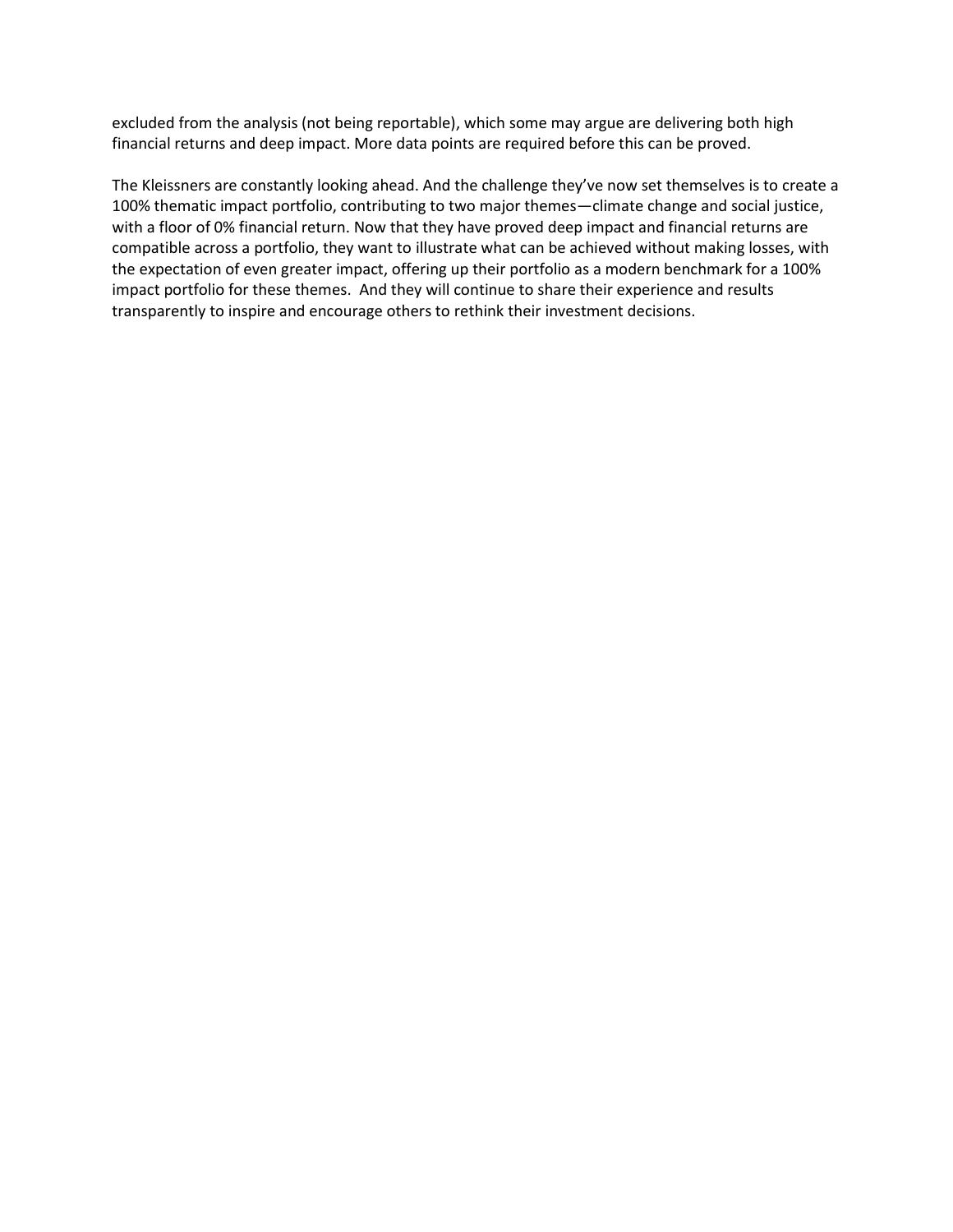excluded from the analysis (not being reportable), which some may argue are delivering both high financial returns and deep impact. More data points are required before this can be proved.

The Kleissners are constantly looking ahead. And the challenge they've now set themselves is to create a 100% thematic impact portfolio, contributing to two major themes—climate change and social justice, with a floor of 0% financial return. Now that they have proved deep impact and financial returns are compatible across a portfolio, they want to illustrate what can be achieved without making losses, with the expectation of even greater impact, offering up their portfolio as a modern benchmark for a 100% impact portfolio for these themes. And they will continue to share their experience and results transparently to inspire and encourage others to rethink their investment decisions.